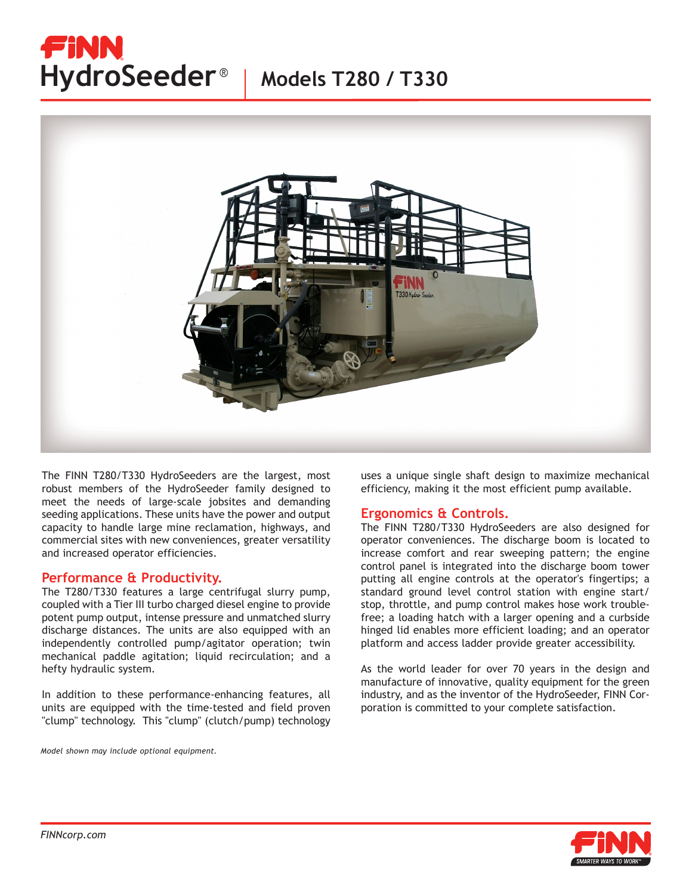# FINN HydroSeeder® | Models T280 / T330

The FINN T280/T330 HydroSeeders are the largest, most robust members of the HydroSeeder family designed to meet the needs of large-scale jobsites and demanding seeding applications. These units have the power and output capacity to handle large mine reclamation, highways, and commercial sites with new conveniences, greater versatility and increased operator efficiencies.

## Performance & Productivity.

The T280/T330 features a large centrifugal slurry pump, coupled with a Tier III turbo charged diesel engine to provide potent pump output, intense pressure and unmatched slurry discharge distances. The units are also equipped with an independently controlled pump/agitator operation; twin mechanical paddle agitation; liquid recirculation; and a hefty hydraulic system.

In addition to these performance-enhancing features, all units are equipped with the time-tested and field proven "clump" technology. This "clump" (clutch/pump) technology uses a unique single shaft design to maximize mechanical efficiency, making it the most efficient pump available.

## Ergonomics & Controls.

The FINN T280/T330 HydroSeeders are also designed for operator conveniences. The discharge boom is located to increase comfort and rear sweeping pattern; the engine control panel is integrated into the discharge boom tower putting all engine controls at the operator's fingertips; a standard ground level control station with engine start/stop, throttle, and pump control makes hose work trouble-free; a loading hatch with a larger opening and a curbside hinged lid enables more efficient loading; and an operator platform and access ladder provide greater accessibility.

As the world leader for over 70 years in the design and manufacture of innovative, quality equipment for the green industry, and as the inventor of the HydroSeeder, FINN Corporation is committed to your complete satisfaction.

*Model shown may include optional equipment.*

*FINNcorp.com*

FINN SMARTER WAYS TO WORK™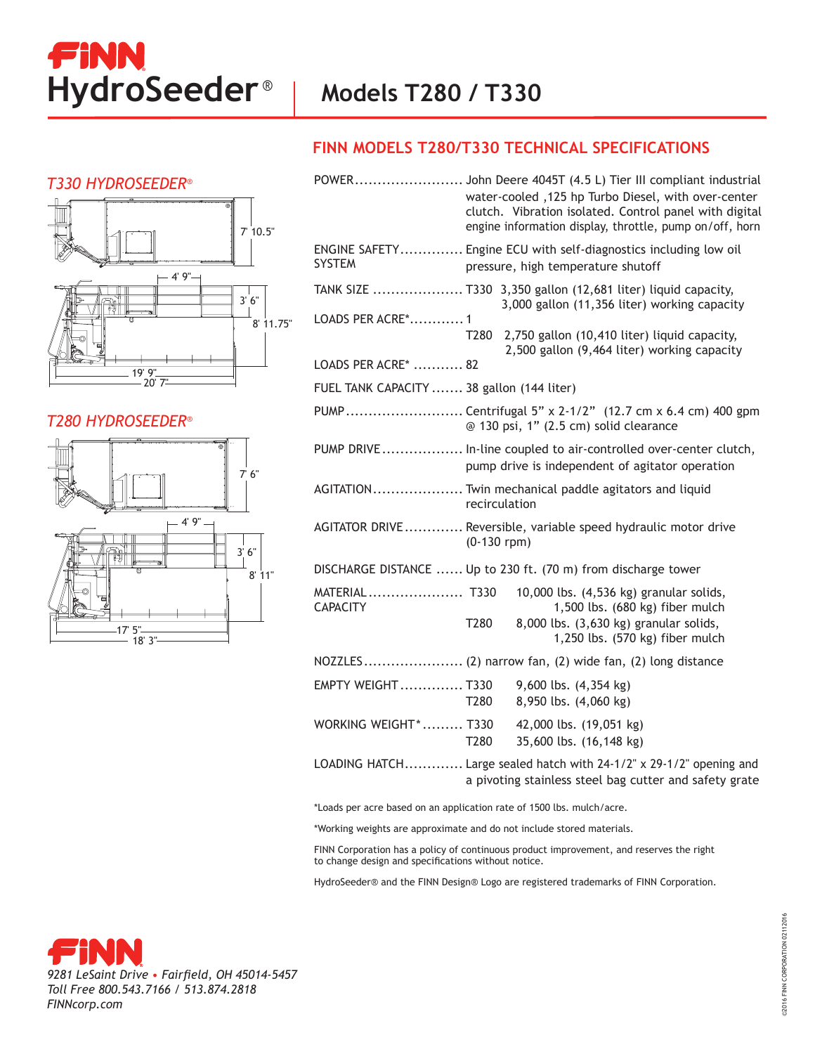# FINN HydroSeeder® | Models T280 / T330

## T330 HYDROSEEDER®

7' 10.5"

4' 9"

3' 6"

8' 11.75"

19' 9"

20' 7"

## T280 HYDROSEEDER®

7' 6"

4' 9"

3' 6"

8' 11"

17' 5"

18' 3"

## FINN MODELS T280/T330 TECHNICAL SPECIFICATIONS

| | |
|---|---|
| POWER | John Deere 4045T (4.5 L) Tier III compliant industrial water-cooled ,125 hp Turbo Diesel, with over-center clutch. Vibration isolated. Control panel with digital engine information display, throttle, pump on/off, horn |
| ENGINE SAFETY SYSTEM | Engine ECU with self-diagnostics including low oil pressure, high temperature shutoff |
| TANK SIZE | T330 3,350 gallon (12,681 liter) liquid capacity, 3,000 gallon (11,356 liter) working capacity |
| LOADS PER ACRE* | 1 |
| | T280 2,750 gallon (10,410 liter) liquid capacity, 2,500 gallon (9,464 liter) working capacity |
| LOADS PER ACRE* | 82 |
| FUEL TANK CAPACITY | 38 gallon (144 liter) |
| PUMP | Centrifugal 5" x 2-1/2" (12.7 cm x 6.4 cm) 400 gpm @ 130 psi, 1" (2.5 cm) solid clearance |
| PUMP DRIVE | In-line coupled to air-controlled over-center clutch, pump drive is independent of agitator operation |
| AGITATION | Twin mechanical paddle agitators and liquid recirculation |
| AGITATOR DRIVE | Reversible, variable speed hydraulic motor drive (0-130 rpm) |
| DISCHARGE DISTANCE | Up to 230 ft. (70 m) from discharge tower |
| MATERIAL CAPACITY | T330 10,000 lbs. (4,536 kg) granular solids, 1,500 lbs. (680 kg) fiber mulch |
| | T280 8,000 lbs. (3,630 kg) granular solids, 1,250 lbs. (570 kg) fiber mulch |
| NOZZLES | (2) narrow fan, (2) wide fan, (2) long distance |
| EMPTY WEIGHT | T330 9,600 lbs. (4,354 kg) |
| | T280 8,950 lbs. (4,060 kg) |
| WORKING WEIGHT* | T330 42,000 lbs. (19,051 kg) |
| | T280 35,600 lbs. (16,148 kg) |
| LOADING HATCH | Large sealed hatch with 24-1/2" x 29-1/2" opening and a pivoting stainless steel bag cutter and safety grate |

*Loads per acre based on an application rate of 1500 lbs. mulch/acre.

*Working weights are approximate and do not include stored materials.

FINN Corporation has a policy of continuous product improvement, and reserves the right to change design and specifications without notice.

HydroSeeder® and the FINN Design® Logo are registered trademarks of FINN Corporation.

FINN

*9281 LeSaint Drive • Fairfield, OH 45014-5457*
*Toll Free 800.543.7166 / 513.874.2818*
*FINNcorp.com*

©2016 FINN CORPORATION 02112016